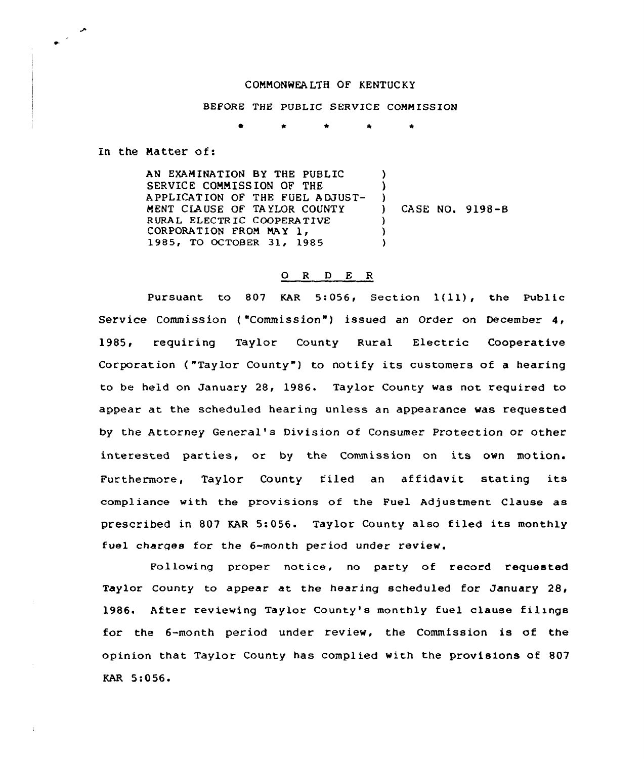COMMONWEALTH OF KENTUCKY

BEFORE THE PUBLIC SERVICE COMMISSION

\* \* \* \* \*

In the Matter of:

| | | |
|---|---|---|
| AN EXAMINATION BY THE PUBLIC SERVICE COMMISSION OF THE APPLICATION OF THE FUEL ADJUSTMENT CLAUSE OF TAYLOR COUNTY RURAL ELECTRIC COOPERATIVE CORPORATION FROM MAY 1, 1985, TO OCTOBER 31, 1985 | ) | CASE NO. 9198-B |

## O R D E R

Pursuant to 807 KAR 5:056, Section 1(11), the Public Service Commission ("Commission") issued an Order on December 4, 1985, requiring Taylor County Rural Electric Cooperative Corporation ("Taylor County") to notify its customers of a hearing to be held on January 28, 1986. Taylor County was not required to appear at the scheduled hearing unless an appearance was requested by the Attorney General's Division of Consumer Protection or other interested parties, or by the Commission on its own motion. Furthermore, Taylor County filed an affidavit stating its compliance with the provisions of the Fuel Adjustment Clause as prescribed in 807 KAR 5:056. Taylor County also filed its monthly fuel charges for the 6-month period under review.

Following proper notice, no party of record requested Taylor County to appear at the hearing scheduled for January 28, 1986. After reviewing Taylor County's monthly fuel clause filings for the 6-month period under review, the Commission is of the opinion that Taylor County has complied with the provisions of 807 KAR 5:056.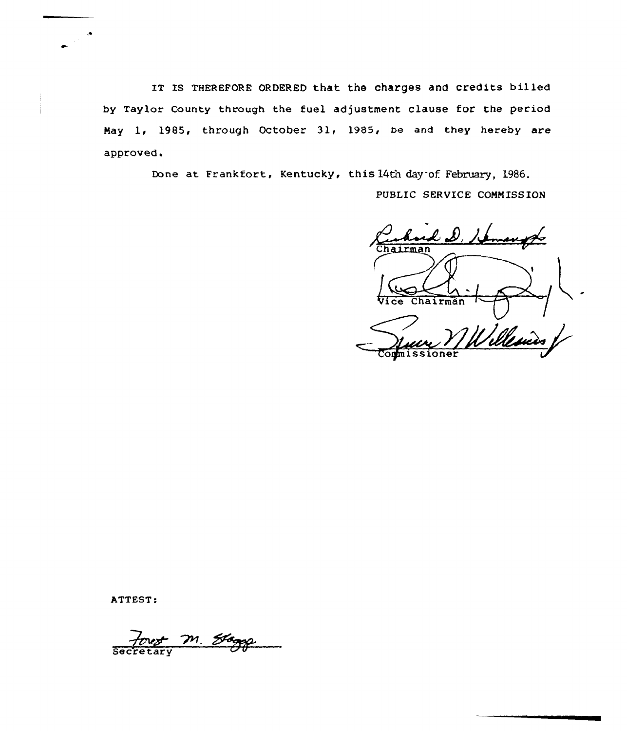IT IS THEREFORE ORDERED that the charges and credits billed by Taylor County through the fuel adjustment clause for the period May 1, 1985, through October 31, 1985, be and they hereby are approved.

Done at Frankfort, Kentucky, this 14th day of February, 1986.

PUBLIC SERVICE COMMISSION

Chairman

Vice Chairman

Commissioner

ATTEST:

Secretary